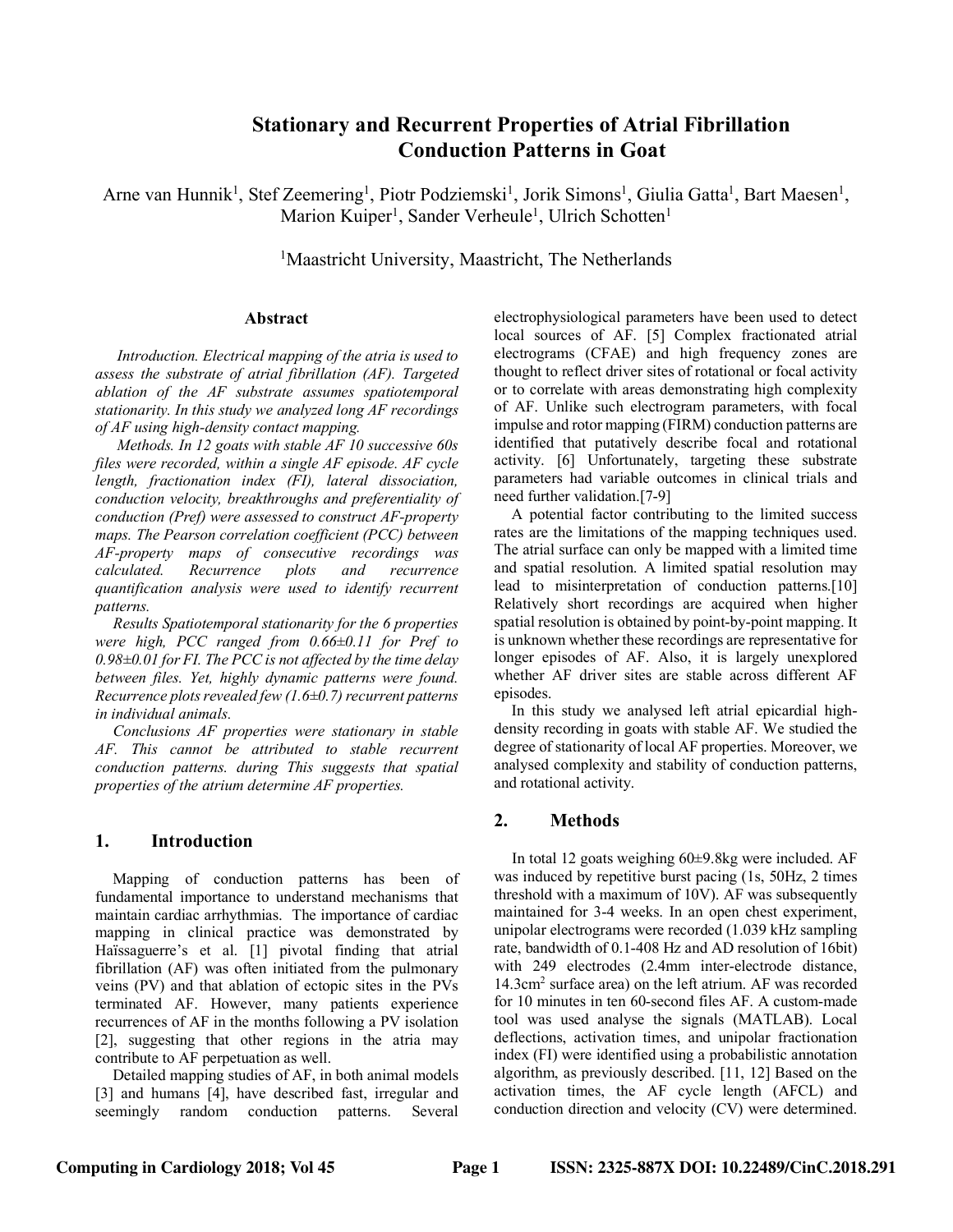# Stationary and Recurrent Properties of Atrial Fibrillation Conduction Patterns in Goat

Arne van Hunnik[1], Stef Zeemering[1], Piotr Podziemski[1], Jorik Simons[1], Giulia Gatta[1], Bart Maesen[1], Marion Kuiper[1], Sander Verheule[1], Ulrich Schotten[1]

[1]Maastricht University, Maastricht, The Netherlands

### Abstract

*Introduction. Electrical mapping of the atria is used to assess the substrate of atrial fibrillation (AF). Targeted ablation of the AF substrate assumes spatiotemporal stationarity. In this study we analyzed long AF recordings of AF using high-density contact mapping.*

*Methods. In 12 goats with stable AF 10 successive 60s files were recorded, within a single AF episode. AF cycle length, fractionation index (FI), lateral dissociation, conduction velocity, breakthroughs and preferentiality of conduction (Pref) were assessed to construct AF-property maps. The Pearson correlation coefficient (PCC) between AF-property maps of consecutive recordings was calculated. Recurrence plots and recurrence quantification analysis were used to identify recurrent patterns.*

*Results Spatiotemporal stationarity for the 6 properties were high, PCC ranged from 0.66±0.11 for Pref to 0.98±0.01 for FI. The PCC is not affected by the time delay between files. Yet, highly dynamic patterns were found. Recurrence plots revealed few (1.6±0.7) recurrent patterns in individual animals.*

*Conclusions AF properties were stationary in stable AF. This cannot be attributed to stable recurrent conduction patterns. during This suggests that spatial properties of the atrium determine AF properties.*

## 1. Introduction

Mapping of conduction patterns has been of fundamental importance to understand mechanisms that maintain cardiac arrhythmias. The importance of cardiac mapping in clinical practice was demonstrated by Haïssaguerre's et al. [1] pivotal finding that atrial fibrillation (AF) was often initiated from the pulmonary veins (PV) and that ablation of ectopic sites in the PVs terminated AF. However, many patients experience recurrences of AF in the months following a PV isolation [2], suggesting that other regions in the atria may contribute to AF perpetuation as well.

Detailed mapping studies of AF, in both animal models [3] and humans [4], have described fast, irregular and seemingly random conduction patterns. Several electrophysiological parameters have been used to detect local sources of AF. [5] Complex fractionated atrial electrograms (CFAE) and high frequency zones are thought to reflect driver sites of rotational or focal activity or to correlate with areas demonstrating high complexity of AF. Unlike such electrogram parameters, with focal impulse and rotor mapping (FIRM) conduction patterns are identified that putatively describe focal and rotational activity. [6] Unfortunately, targeting these substrate parameters had variable outcomes in clinical trials and need further validation.[7-9]

A potential factor contributing to the limited success rates are the limitations of the mapping techniques used. The atrial surface can only be mapped with a limited time and spatial resolution. A limited spatial resolution may lead to misinterpretation of conduction patterns.[10] Relatively short recordings are acquired when higher spatial resolution is obtained by point-by-point mapping. It is unknown whether these recordings are representative for longer episodes of AF. Also, it is largely unexplored whether AF driver sites are stable across different AF episodes.

In this study we analysed left atrial epicardial high-density recording in goats with stable AF. We studied the degree of stationarity of local AF properties. Moreover, we analysed complexity and stability of conduction patterns, and rotational activity.

## 2. Methods

In total 12 goats weighing 60±9.8kg were included. AF was induced by repetitive burst pacing (1s, 50Hz, 2 times threshold with a maximum of 10V). AF was subsequently maintained for 3-4 weeks. In an open chest experiment, unipolar electrograms were recorded (1.039 kHz sampling rate, bandwidth of 0.1-408 Hz and AD resolution of 16bit) with 249 electrodes (2.4mm inter-electrode distance, 14.3cm$^2$ surface area) on the left atrium. AF was recorded for 10 minutes in ten 60-second files AF. A custom-made tool was used analyse the signals (MATLAB). Local deflections, activation times, and unipolar fractionation index (FI) were identified using a probabilistic annotation algorithm, as previously described. [11, 12] Based on the activation times, the AF cycle length (AFCL) and conduction direction and velocity (CV) were determined.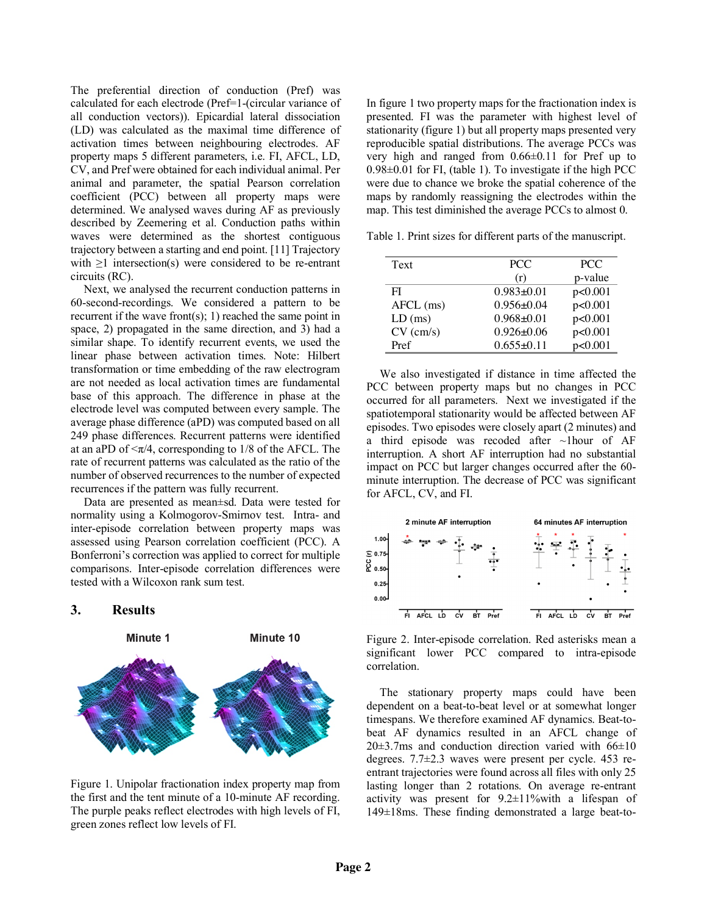The preferential direction of conduction (Pref) was calculated for each electrode (Pref=1-(circular variance of all conduction vectors)). Epicardial lateral dissociation (LD) was calculated as the maximal time difference of activation times between neighbouring electrodes. AF property maps 5 different parameters, i.e. FI, AFCL, LD, CV, and Pref were obtained for each individual animal. Per animal and parameter, the spatial Pearson correlation coefficient (PCC) between all property maps were determined. We analysed waves during AF as previously described by Zeemering et al. Conduction paths within waves were determined as the shortest contiguous trajectory between a starting and end point. [11] Trajectory with ≥1 intersection(s) were considered to be re-entrant circuits (RC).

Next, we analysed the recurrent conduction patterns in 60-second-recordings. We considered a pattern to be recurrent if the wave front(s); 1) reached the same point in space, 2) propagated in the same direction, and 3) had a similar shape. To identify recurrent events, we used the linear phase between activation times. Note: Hilbert transformation or time embedding of the raw electrogram are not needed as local activation times are fundamental base of this approach. The difference in phase at the electrode level was computed between every sample. The average phase difference (aPD) was computed based on all 249 phase differences. Recurrent patterns were identified at an aPD of $<\pi/4$, corresponding to 1/8 of the AFCL. The rate of recurrent patterns was calculated as the ratio of the number of observed recurrences to the number of expected recurrences if the pattern was fully recurrent.

Data are presented as mean±sd. Data were tested for normality using a Kolmogorov-Smirnov test. Intra- and inter-episode correlation between property maps was assessed using Pearson correlation coefficient (PCC). A Bonferroni's correction was applied to correct for multiple comparisons. Inter-episode correlation differences were tested with a Wilcoxon rank sum test.

## 3. Results

Figure 1. Unipolar fractionation index property map from the first and the tent minute of a 10-minute AF recording. The purple peaks reflect electrodes with high levels of FI, green zones reflect low levels of FI.

In figure 1 two property maps for the fractionation index is presented. FI was the parameter with highest level of stationarity (figure 1) but all property maps presented very reproducible spatial distributions. The average PCCs was very high and ranged from 0.66±0.11 for Pref up to 0.98±0.01 for FI, (table 1). To investigate if the high PCC were due to chance we broke the spatial coherence of the maps by randomly reassigning the electrodes within the map. This test diminished the average PCCs to almost 0.

Table 1. Print sizes for different parts of the manuscript.

| Text | PCC (r) | PCC p-value |
|---|---|---|
| FI | 0.983±0.01 | p<0.001 |
| AFCL (ms) | 0.956±0.04 | p<0.001 |
| LD (ms) | 0.968±0.01 | p<0.001 |
| CV (cm/s) | 0.926±0.06 | p<0.001 |
| Pref | 0.655±0.11 | p<0.001 |

We also investigated if distance in time affected the PCC between property maps but no changes in PCC occurred for all parameters. Next we investigated if the spatiotemporal stationarity would be affected between AF episodes. Two episodes were closely apart (2 minutes) and a third episode was recoded after ~1hour of AF interruption. A short AF interruption had no substantial impact on PCC but larger changes occurred after the 60-minute interruption. The decrease of PCC was significant for AFCL, CV, and FI.

Figure 2. Inter-episode correlation. Red asterisks mean a significant lower PCC compared to intra-episode correlation.

The stationary property maps could have been dependent on a beat-to-beat level or at somewhat longer timespans. We therefore examined AF dynamics. Beat-to-beat AF dynamics resulted in an AFCL change of 20±3.7ms and conduction direction varied with 66±10 degrees. 7.7±2.3 waves were present per cycle. 453 re-entrant trajectories were found across all files with only 25 lasting longer than 2 rotations. On average re-entrant activity was present for 9.2±11%with a lifespan of 149±18ms. These finding demonstrated a large beat-to-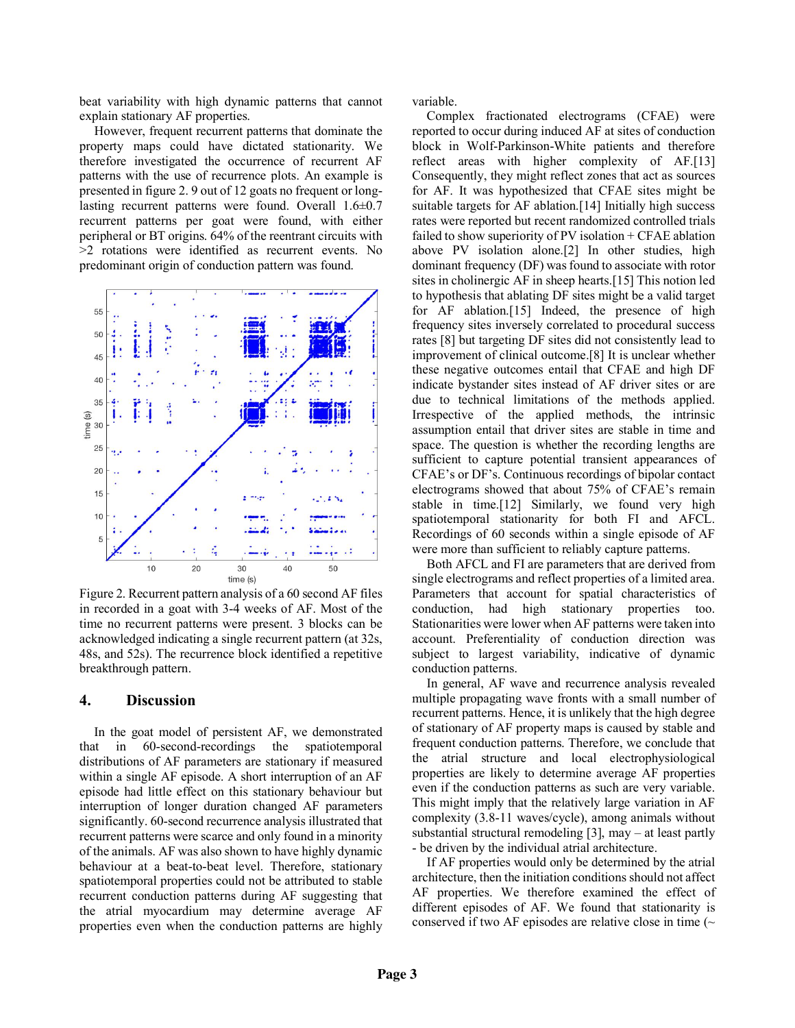beat variability with high dynamic patterns that cannot explain stationary AF properties.

However, frequent recurrent patterns that dominate the property maps could have dictated stationarity. We therefore investigated the occurrence of recurrent AF patterns with the use of recurrence plots. An example is presented in figure 2. 9 out of 12 goats no frequent or long-lasting recurrent patterns were found. Overall 1.6±0.7 recurrent patterns per goat were found, with either peripheral or BT origins. 64% of the reentrant circuits with >2 rotations were identified as recurrent events. No predominant origin of conduction pattern was found.

Figure 2. Recurrent pattern analysis of a 60 second AF files in recorded in a goat with 3-4 weeks of AF. Most of the time no recurrent patterns were present. 3 blocks can be acknowledged indicating a single recurrent pattern (at 32s, 48s, and 52s). The recurrence block identified a repetitive breakthrough pattern.

## 4. Discussion

In the goat model of persistent AF, we demonstrated that in 60-second-recordings the spatiotemporal distributions of AF parameters are stationary if measured within a single AF episode. A short interruption of an AF episode had little effect on this stationary behaviour but interruption of longer duration changed AF parameters significantly. 60-second recurrence analysis illustrated that recurrent patterns were scarce and only found in a minority of the animals. AF was also shown to have highly dynamic behaviour at a beat-to-beat level. Therefore, stationary spatiotemporal properties could not be attributed to stable recurrent conduction patterns during AF suggesting that the atrial myocardium may determine average AF properties even when the conduction patterns are highly variable.

Complex fractionated electrograms (CFAE) were reported to occur during induced AF at sites of conduction block in Wolf-Parkinson-White patients and therefore reflect areas with higher complexity of AF.[13] Consequently, they might reflect zones that act as sources for AF. It was hypothesized that CFAE sites might be suitable targets for AF ablation.[14] Initially high success rates were reported but recent randomized controlled trials failed to show superiority of PV isolation + CFAE ablation above PV isolation alone.[2] In other studies, high dominant frequency (DF) was found to associate with rotor sites in cholinergic AF in sheep hearts.[15] This notion led to hypothesis that ablating DF sites might be a valid target for AF ablation.[15] Indeed, the presence of high frequency sites inversely correlated to procedural success rates [8] but targeting DF sites did not consistently lead to improvement of clinical outcome.[8] It is unclear whether these negative outcomes entail that CFAE and high DF indicate bystander sites instead of AF driver sites or are due to technical limitations of the methods applied. Irrespective of the applied methods, the intrinsic assumption entail that driver sites are stable in time and space. The question is whether the recording lengths are sufficient to capture potential transient appearances of CFAE's or DF's. Continuous recordings of bipolar contact electrograms showed that about 75% of CFAE's remain stable in time.[12] Similarly, we found very high spatiotemporal stationarity for both FI and AFCL. Recordings of 60 seconds within a single episode of AF were more than sufficient to reliably capture patterns.

Both AFCL and FI are parameters that are derived from single electrograms and reflect properties of a limited area. Parameters that account for spatial characteristics of conduction, had high stationary properties too. Stationarities were lower when AF patterns were taken into account. Preferentiality of conduction direction was subject to largest variability, indicative of dynamic conduction patterns.

In general, AF wave and recurrence analysis revealed multiple propagating wave fronts with a small number of recurrent patterns. Hence, it is unlikely that the high degree of stationary of AF property maps is caused by stable and frequent conduction patterns. Therefore, we conclude that the atrial structure and local electrophysiological properties are likely to determine average AF properties even if the conduction patterns as such are very variable. This might imply that the relatively large variation in AF complexity (3.8-11 waves/cycle), among animals without substantial structural remodeling [3], may – at least partly - be driven by the individual atrial architecture.

If AF properties would only be determined by the atrial architecture, then the initiation conditions should not affect AF properties. We therefore examined the effect of different episodes of AF. We found that stationarity is conserved if two AF episodes are relative close in time (~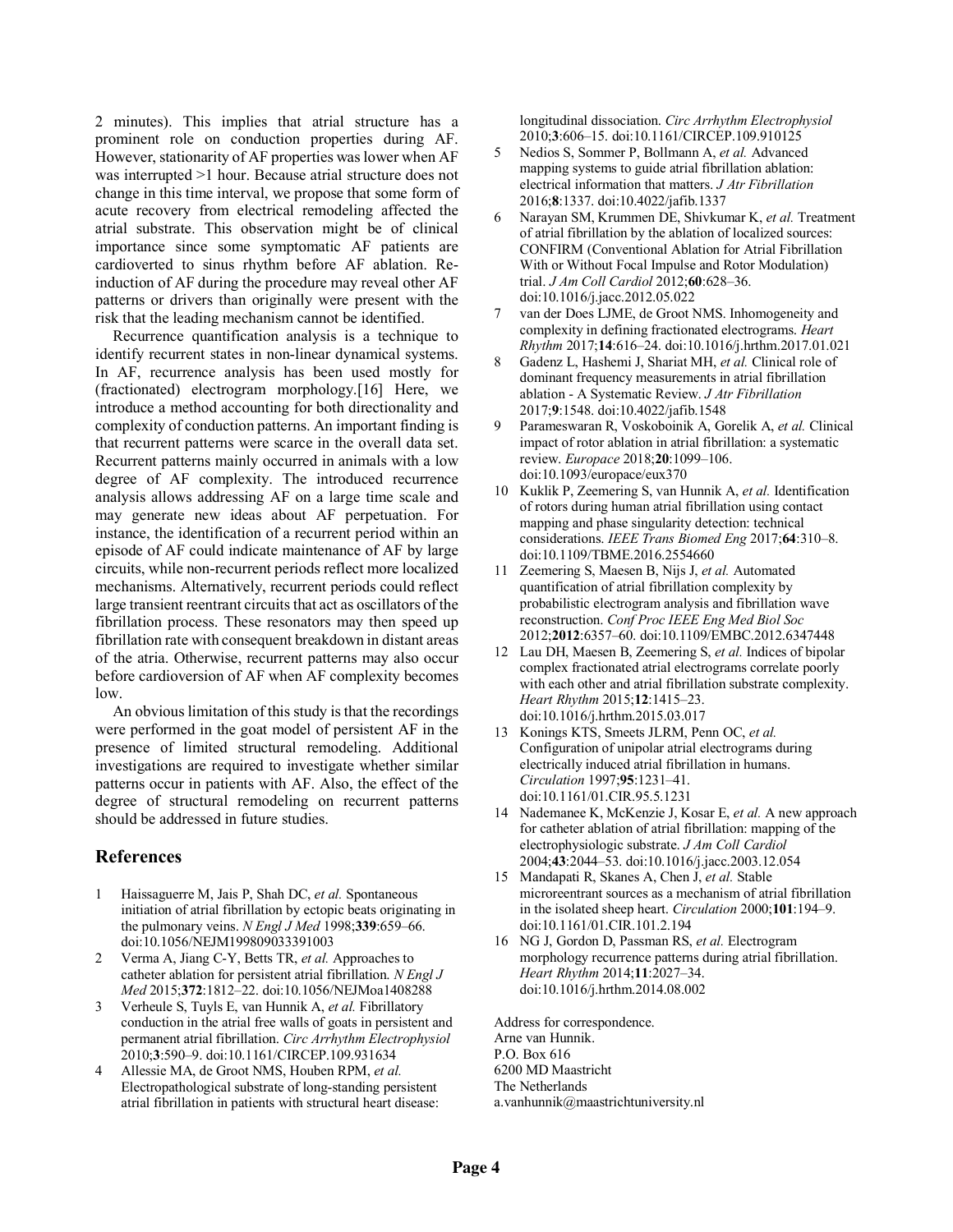2 minutes). This implies that atrial structure has a prominent role on conduction properties during AF. However, stationarity of AF properties was lower when AF was interrupted >1 hour. Because atrial structure does not change in this time interval, we propose that some form of acute recovery from electrical remodeling affected the atrial substrate. This observation might be of clinical importance since some symptomatic AF patients are cardioverted to sinus rhythm before AF ablation. Re-induction of AF during the procedure may reveal other AF patterns or drivers than originally were present with the risk that the leading mechanism cannot be identified.

Recurrence quantification analysis is a technique to identify recurrent states in non-linear dynamical systems. In AF, recurrence analysis has been used mostly for (fractionated) electrogram morphology.[16] Here, we introduce a method accounting for both directionality and complexity of conduction patterns. An important finding is that recurrent patterns were scarce in the overall data set. Recurrent patterns mainly occurred in animals with a low degree of AF complexity. The introduced recurrence analysis allows addressing AF on a large time scale and may generate new ideas about AF perpetuation. For instance, the identification of a recurrent period within an episode of AF could indicate maintenance of AF by large circuits, while non-recurrent periods reflect more localized mechanisms. Alternatively, recurrent periods could reflect large transient reentrant circuits that act as oscillators of the fibrillation process. These resonators may then speed up fibrillation rate with consequent breakdown in distant areas of the atria. Otherwise, recurrent patterns may also occur before cardioversion of AF when AF complexity becomes low.

An obvious limitation of this study is that the recordings were performed in the goat model of persistent AF in the presence of limited structural remodeling. Additional investigations are required to investigate whether similar patterns occur in patients with AF. Also, the effect of the degree of structural remodeling on recurrent patterns should be addressed in future studies.

## References

1. Haissaguerre M, Jais P, Shah DC, *et al.* Spontaneous initiation of atrial fibrillation by ectopic beats originating in the pulmonary veins. *N Engl J Med* 1998;**339**:659–66. doi:10.1056/NEJM199809033391003
2. Verma A, Jiang C-Y, Betts TR, *et al.* Approaches to catheter ablation for persistent atrial fibrillation. *N Engl J Med* 2015;**372**:1812–22. doi:10.1056/NEJMoa1408288
3. Verheule S, Tuyls E, van Hunnik A, *et al.* Fibrillatory conduction in the atrial free walls of goats in persistent and permanent atrial fibrillation. *Circ Arrhythm Electrophysiol* 2010;**3**:590–9. doi:10.1161/CIRCEP.109.931634
4. Allessie MA, de Groot NMS, Houben RPM, *et al.* Electropathological substrate of long-standing persistent atrial fibrillation in patients with structural heart disease: longitudinal dissociation. *Circ Arrhythm Electrophysiol* 2010;**3**:606–15. doi:10.1161/CIRCEP.109.910125
5. Nedios S, Sommer P, Bollmann A, *et al.* Advanced mapping systems to guide atrial fibrillation ablation: electrical information that matters. *J Atr Fibrillation* 2016;**8**:1337. doi:10.4022/jafib.1337
6. Narayan SM, Krummen DE, Shivkumar K, *et al.* Treatment of atrial fibrillation by the ablation of localized sources: CONFIRM (Conventional Ablation for Atrial Fibrillation With or Without Focal Impulse and Rotor Modulation) trial. *J Am Coll Cardiol* 2012;**60**:628–36. doi:10.1016/j.jacc.2012.05.022
7. van der Does LJME, de Groot NMS. Inhomogeneity and complexity in defining fractionated electrograms. *Heart Rhythm* 2017;**14**:616–24. doi:10.1016/j.hrthm.2017.01.021
8. Gadenz L, Hashemi J, Shariat MH, *et al.* Clinical role of dominant frequency measurements in atrial fibrillation ablation - A Systematic Review. *J Atr Fibrillation* 2017;**9**:1548. doi:10.4022/jafib.1548
9. Parameswaran R, Voskoboinik A, Gorelik A, *et al.* Clinical impact of rotor ablation in atrial fibrillation: a systematic review. *Europace* 2018;**20**:1099–106. doi:10.1093/europace/eux370
10. Kuklik P, Zeemering S, van Hunnik A, *et al.* Identification of rotors during human atrial fibrillation using contact mapping and phase singularity detection: technical considerations. *IEEE Trans Biomed Eng* 2017;**64**:310–8. doi:10.1109/TBME.2016.2554660
11. Zeemering S, Maesen B, Nijs J, *et al.* Automated quantification of atrial fibrillation complexity by probabilistic electrogram analysis and fibrillation wave reconstruction. *Conf Proc IEEE Eng Med Biol Soc* 2012;**2012**:6357–60. doi:10.1109/EMBC.2012.6347448
12. Lau DH, Maesen B, Zeemering S, *et al.* Indices of bipolar complex fractionated atrial electrograms correlate poorly with each other and atrial fibrillation substrate complexity. *Heart Rhythm* 2015;**12**:1415–23. doi:10.1016/j.hrthm.2015.03.017
13. Konings KTS, Smeets JLRM, Penn OC, *et al.* Configuration of unipolar atrial electrograms during electrically induced atrial fibrillation in humans. *Circulation* 1997;**95**:1231–41. doi:10.1161/01.CIR.95.5.1231
14. Nademanee K, McKenzie J, Kosar E, *et al.* A new approach for catheter ablation of atrial fibrillation: mapping of the electrophysiologic substrate. *J Am Coll Cardiol* 2004;**43**:2044–53. doi:10.1016/j.jacc.2003.12.054
15. Mandapati R, Skanes A, Chen J, *et al.* Stable microreentrant sources as a mechanism of atrial fibrillation in the isolated sheep heart. *Circulation* 2000;**101**:194–9. doi:10.1161/01.CIR.101.2.194
16. NG J, Gordon D, Passman RS, *et al.* Electrogram morphology recurrence patterns during atrial fibrillation. *Heart Rhythm* 2014;**11**:2027–34. doi:10.1016/j.hrthm.2014.08.002

Address for correspondence.  
Arne van Hunnik.  
P.O. Box 616  
6200 MD Maastricht  
The Netherlands  
a.vanhunnik@maastrichtuniversity.nl